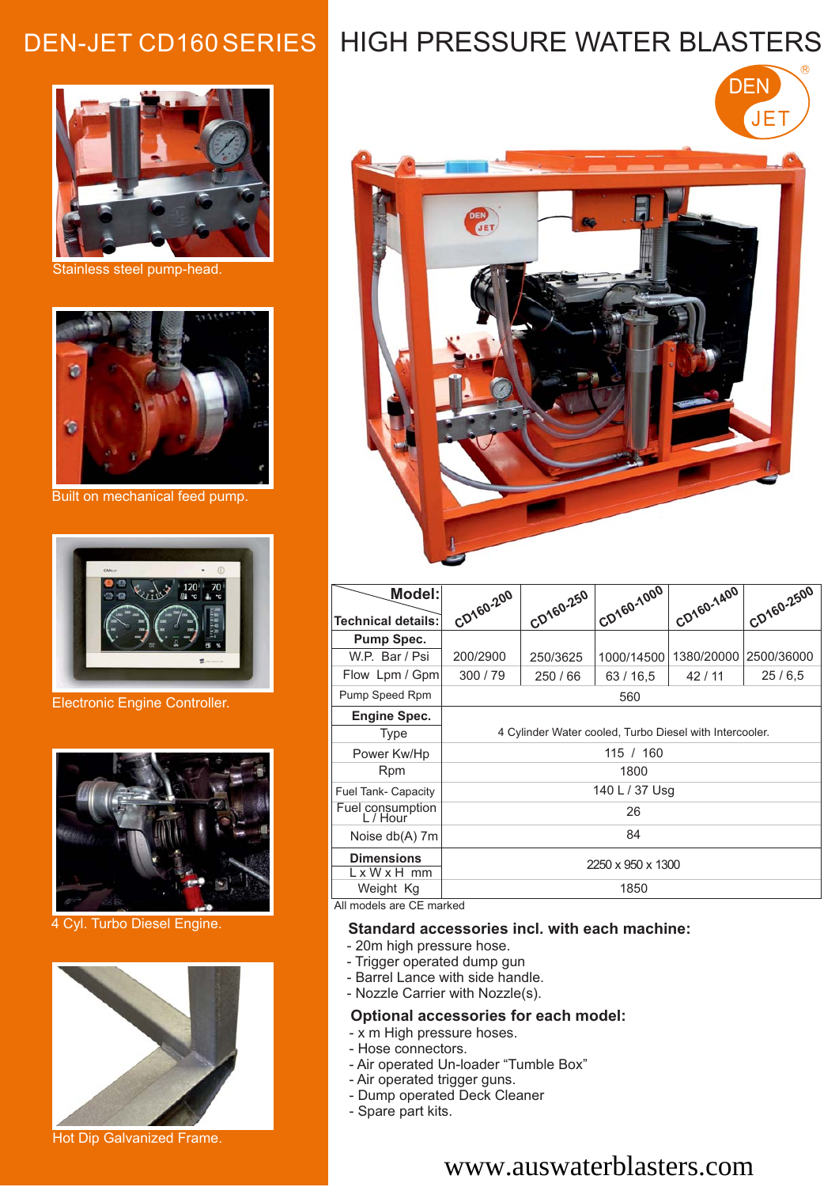# DEN-JET CD160 SERIES HIGH PRESSURE WATER BLASTERS

Stainless steel pump-head.

Built on mechanical feed pump.

Electronic Engine Controller.

4 Cyl. Turbo Diesel Engine.

Hot Dip Galvanized Frame.

| Model: / Technical details: | CD160-200 | CD160-250 | CD160-1000 | CD160-1400 | CD160-2500 |
|---|---|---|---|---|---|
| **Pump Spec.** | | | | | |
| W.P. Bar / Psi | 200/2900 | 250/3625 | 1000/14500 | 1380/20000 | 2500/36000 |
| Flow Lpm / Gpm | 300 / 79 | 250 / 66 | 63 / 16,5 | 42 / 11 | 25 / 6,5 |
| Pump Speed Rpm | 560 | | | | |
| **Engine Spec.** | | | | | |
| Type | 4 Cylinder Water cooled, Turbo Diesel with Intercooler. | | | | |
| Power Kw/Hp | 115 / 160 | | | | |
| Rpm | 1800 | | | | |
| Fuel Tank- Capacity | 140 L / 37 Usg | | | | |
| Fuel consumption L / Hour | 26 | | | | |
| Noise db(A) 7m | 84 | | | | |
| **Dimensions** L x W x H mm | 2250 x 950 x 1300 | | | | |
| Weight Kg | 1850 | | | | |

All models are CE marked

## Standard accessories incl. with each machine:

- 20m high pressure hose.
- Trigger operated dump gun
- Barrel Lance with side handle.
- Nozzle Carrier with Nozzle(s).

## Optional accessories for each model:

- x m High pressure hoses.
- Hose connectors.
- Air operated Un-loader “Tumble Box”
- Air operated trigger guns.
- Dump operated Deck Cleaner
- Spare part kits.

www.auswaterblasters.com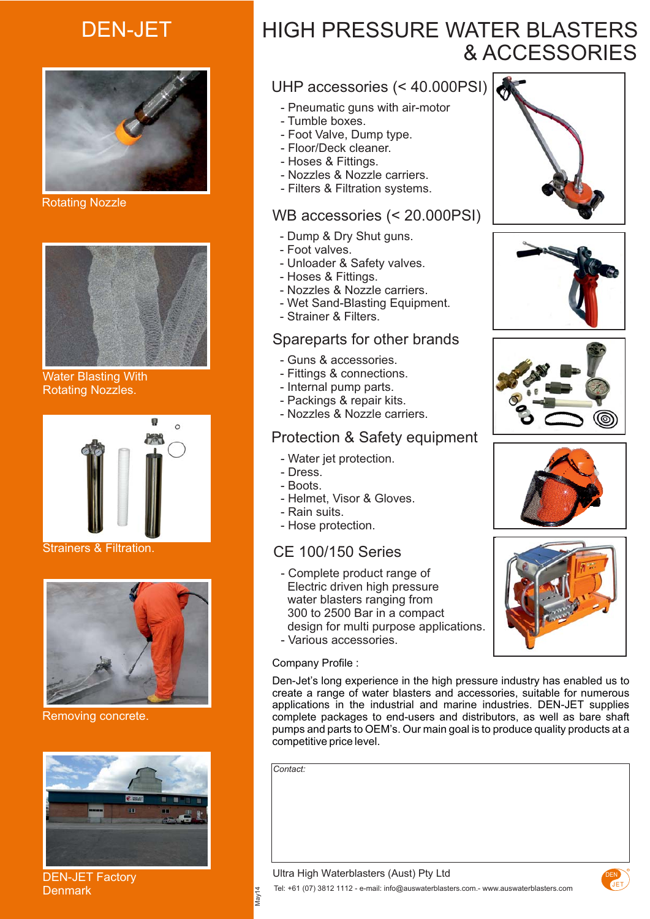# DEN-JET

# HIGH PRESSURE WATER BLASTERS & ACCESSORIES

Rotating Nozzle

Water Blasting With Rotating Nozzles.

Strainers & Filtration.

Removing concrete.

DEN-JET Factory Denmark

## UHP accessories (< 40.000PSI)

- Pneumatic guns with air-motor
- Tumble boxes.
- Foot Valve, Dump type.
- Floor/Deck cleaner.
- Hoses & Fittings.
- Nozzles & Nozzle carriers.
- Filters & Filtration systems.

## WB accessories (< 20.000PSI)

- Dump & Dry Shut guns.
- Foot valves.
- Unloader & Safety valves.
- Hoses & Fittings.
- Nozzles & Nozzle carriers.
- Wet Sand-Blasting Equipment.
- Strainer & Filters.

## Spareparts for other brands

- Guns & accessories.
- Fittings & connections.
- Internal pump parts.
- Packings & repair kits.
- Nozzles & Nozzle carriers.

## Protection & Safety equipment

- Water jet protection.
- Dress.
- Boots.
- Helmet, Visor & Gloves.
- Rain suits.
- Hose protection.

## CE 100/150 Series

- Complete product range of Electric driven high pressure water blasters ranging from 300 to 2500 Bar in a compact design for multi purpose applications.
- Various accessories.

Company Profile :

Den-Jet's long experience in the high pressure industry has enabled us to create a range of water blasters and accessories, suitable for numerous applications in the industrial and marine industries. DEN-JET supplies complete packages to end-users and distributors, as well as bare shaft pumps and parts to OEM's. Our main goal is to produce quality products at a competitive price level.

*Contact:*

Ultra High Waterblasters (Aust) Pty Ltd

Tel: +61 (07) 3812 1112 - e-mail: info@auswaterblasters.com.- www.auswaterblasters.com

May14